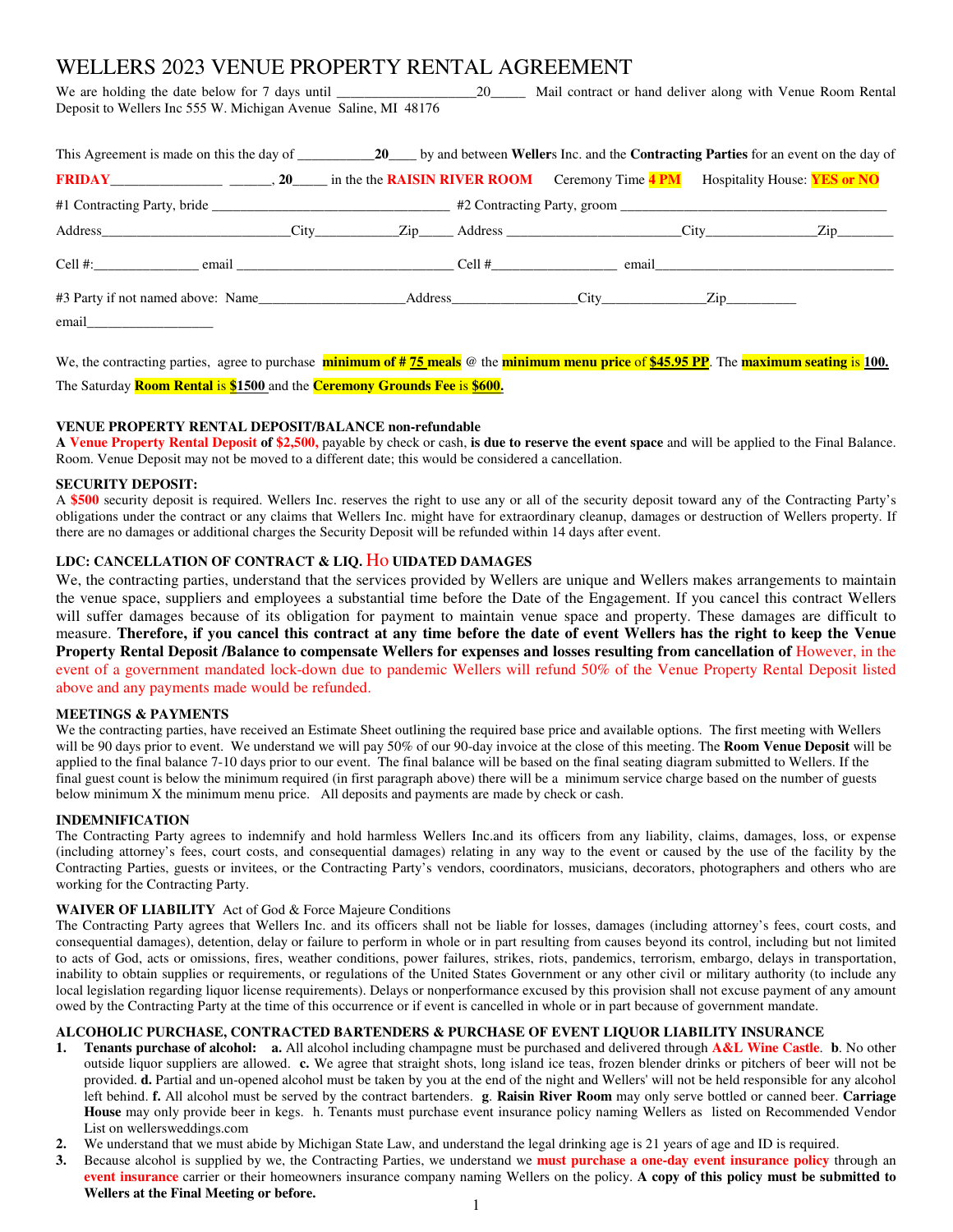# WELLERS 2023 VENUE PROPERTY RENTAL AGREEMENT

We are holding the date below for 7 days until ____________________20_____ Mail contract or hand deliver along with Venue Room Rental Deposit to Wellers Inc 555 W. Michigan Avenue Saline, MI 48176

This Agreement is made on this the day of ___________**20**____ by and between **Weller**s Inc. and the **Contracting Parties** for an event on the day of

**FRIDAY**________________ ______, **20**_____ in the the **RAISIN RIVER ROOM** Ceremony Time **4 PM** Hospitality House: **YES or NO**

#1 Contracting Party, bride __________________________________ #2 Contracting Party, groom ______________________________________

Address__________________________City____________Zip_____ Address ________________________City________________Zip________

Cell #:_______________ email ______________________________ Cell #_________________ email__________________________________

#3 Party if not named above: Name_____________________Address__________________City_______________Zip__________

email__________________

We, the contracting parties, agree to purchase **minimum of # 75 meals** @ the **minimum menu price** of **$45.95 PP**. The **maximum seating** is **100.**

The Saturday **Room Rental** is **$1500** and the **Ceremony Grounds Fee** is **$600.**

**VENUE PROPERTY RENTAL DEPOSIT/BALANCE non-refundable**

**A Venue Property Rental Deposit of $2,500,** payable by check or cash, **is due to reserve the event space** and will be applied to the Final Balance. Room. Venue Deposit may not be moved to a different date; this would be considered a cancellation.

**SECURITY DEPOSIT:**

A **$500** security deposit is required. Wellers Inc. reserves the right to use any or all of the security deposit toward any of the Contracting Party's obligations under the contract or any claims that Wellers Inc. might have for extraordinary cleanup, damages or destruction of Wellers property. If there are no damages or additional charges the Security Deposit will be refunded within 14 days after event.

**LDC: CANCELLATION OF CONTRACT & LIQ. Ho UIDATED DAMAGES**

We, the contracting parties, understand that the services provided by Wellers are unique and Wellers makes arrangements to maintain the venue space, suppliers and employees a substantial time before the Date of the Engagement. If you cancel this contract Wellers will suffer damages because of its obligation for payment to maintain venue space and property. These damages are difficult to measure. **Therefore, if you cancel this contract at any time before the date of event Wellers has the right to keep the Venue Property Rental Deposit /Balance to compensate Wellers for expenses and losses resulting from cancellation of** However, in the event of a government mandated lock-down due to pandemic Wellers will refund 50% of the Venue Property Rental Deposit listed above and any payments made would be refunded.

**MEETINGS & PAYMENTS**

We the contracting parties, have received an Estimate Sheet outlining the required base price and available options. The first meeting with Wellers will be 90 days prior to event. We understand we will pay 50% of our 90-day invoice at the close of this meeting. The **Room Venue Deposit** will be applied to the final balance 7-10 days prior to our event. The final balance will be based on the final seating diagram submitted to Wellers. If the final guest count is below the minimum required (in first paragraph above) there will be a minimum service charge based on the number of guests below minimum X the minimum menu price. All deposits and payments are made by check or cash.

**INDEMNIFICATION**

The Contracting Party agrees to indemnify and hold harmless Wellers Inc.and its officers from any liability, claims, damages, loss, or expense (including attorney's fees, court costs, and consequential damages) relating in any way to the event or caused by the use of the facility by the Contracting Parties, guests or invitees, or the Contracting Party's vendors, coordinators, musicians, decorators, photographers and others who are working for the Contracting Party.

**WAIVER OF LIABILITY** Act of God & Force Majeure Conditions

The Contracting Party agrees that Wellers Inc. and its officers shall not be liable for losses, damages (including attorney's fees, court costs, and consequential damages), detention, delay or failure to perform in whole or in part resulting from causes beyond its control, including but not limited to acts of God, acts or omissions, fires, weather conditions, power failures, strikes, riots, pandemics, terrorism, embargo, delays in transportation, inability to obtain supplies or requirements, or regulations of the United States Government or any other civil or military authority (to include any local legislation regarding liquor license requirements). Delays or nonperformance excused by this provision shall not excuse payment of any amount owed by the Contracting Party at the time of this occurrence or if event is cancelled in whole or in part because of government mandate.

**ALCOHOLIC PURCHASE, CONTRACTED BARTENDERS & PURCHASE OF EVENT LIQUOR LIABILITY INSURANCE**

1. **Tenants purchase of alcohol: a.** All alcohol including champagne must be purchased and delivered through **A&L Wine Castle**. **b**. No other outside liquor suppliers are allowed. **c.** We agree that straight shots, long island ice teas, frozen blender drinks or pitchers of beer will not be provided. **d.** Partial and un-opened alcohol must be taken by you at the end of the night and Wellers' will not be held responsible for any alcohol left behind. **f.** All alcohol must be served by the contract bartenders. **g**. **Raisin River Room** may only serve bottled or canned beer. **Carriage House** may only provide beer in kegs. h. Tenants must purchase event insurance policy naming Wellers as listed on Recommended Vendor List on wellersweddings.com
2. We understand that we must abide by Michigan State Law, and understand the legal drinking age is 21 years of age and ID is required.
3. Because alcohol is supplied by we, the Contracting Parties, we understand we **must purchase a one-day event insurance policy** through an **event insurance** carrier or their homeowners insurance company naming Wellers on the policy. **A copy of this policy must be submitted to Wellers at the Final Meeting or before.**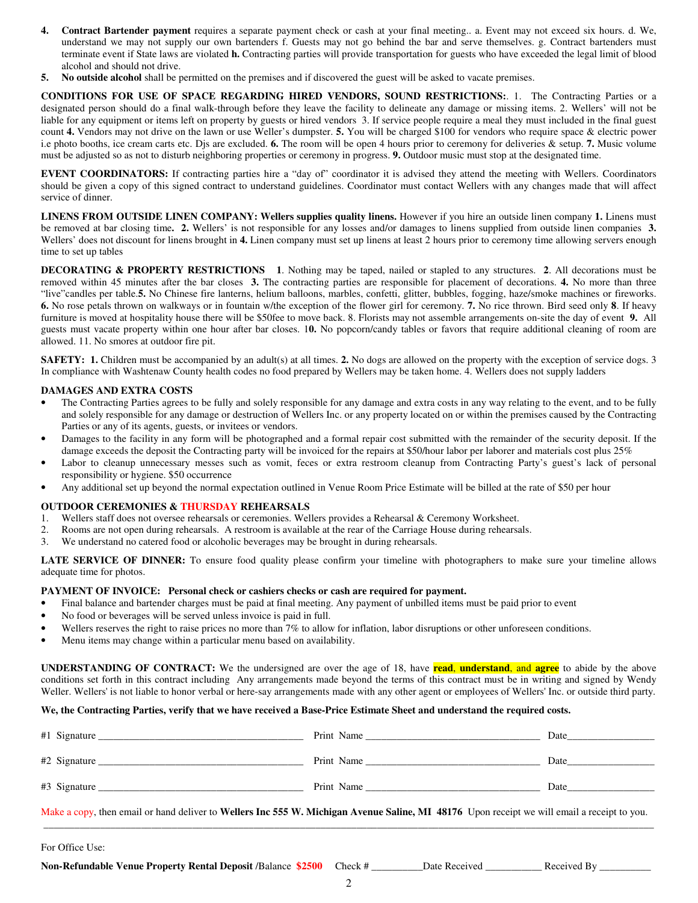4. **Contract Bartender payment** requires a separate payment check or cash at your final meeting.. a. Event may not exceed six hours. d. We, understand we may not supply our own bartenders f. Guests may not go behind the bar and serve themselves. g. Contract bartenders must terminate event if State laws are violated **h.** Contracting parties will provide transportation for guests who have exceeded the legal limit of blood alcohol and should not drive.
5. **No outside alcohol** shall be permitted on the premises and if discovered the guest will be asked to vacate premises.

**CONDITIONS FOR USE OF SPACE REGARDING HIRED VENDORS, SOUND RESTRICTIONS:**. 1. The Contracting Parties or a designated person should do a final walk-through before they leave the facility to delineate any damage or missing items. 2. Wellers' will not be liable for any equipment or items left on property by guests or hired vendors 3. If service people require a meal they must included in the final guest count **4.** Vendors may not drive on the lawn or use Weller's dumpster. **5.** You will be charged $100 for vendors who require space & electric power i.e photo booths, ice cream carts etc. Djs are excluded. **6.** The room will be open 4 hours prior to ceremony for deliveries & setup. **7.** Music volume must be adjusted so as not to disturb neighboring properties or ceremony in progress. **9.** Outdoor music must stop at the designated time.

**EVENT COORDINATORS:** If contracting parties hire a "day of" coordinator it is advised they attend the meeting with Wellers. Coordinators should be given a copy of this signed contract to understand guidelines. Coordinator must contact Wellers with any changes made that will affect service of dinner.

**LINENS FROM OUTSIDE LINEN COMPANY: Wellers supplies quality linens.** However if you hire an outside linen company **1.** Linens must be removed at bar closing time**. 2.** Wellers' is not responsible for any losses and/or damages to linens supplied from outside linen companies **3.** Wellers' does not discount for linens brought in **4.** Linen company must set up linens at least 2 hours prior to ceremony time allowing servers enough time to set up tables

**DECORATING & PROPERTY RESTRICTIONS** **1**. Nothing may be taped, nailed or stapled to any structures. **2**. All decorations must be removed within 45 minutes after the bar closes **3.** The contracting parties are responsible for placement of decorations. **4.** No more than three "live"candles per table.**5.** No Chinese fire lanterns, helium balloons, marbles, confetti, glitter, bubbles, fogging, haze/smoke machines or fireworks. **6.** No rose petals thrown on walkways or in fountain w/the exception of the flower girl for ceremony. **7.** No rice thrown. Bird seed only **8**. If heavy furniture is moved at hospitality house there will be $50fee to move back. 8. Florists may not assemble arrangements on-site the day of event **9.** All guests must vacate property within one hour after bar closes. 1**0.** No popcorn/candy tables or favors that require additional cleaning of room are allowed. 11. No smores at outdoor fire pit.

**SAFETY: 1.** Children must be accompanied by an adult(s) at all times. **2.** No dogs are allowed on the property with the exception of service dogs. 3 In compliance with Washtenaw County health codes no food prepared by Wellers may be taken home. 4. Wellers does not supply ladders

**DAMAGES AND EXTRA COSTS**

- The Contracting Parties agrees to be fully and solely responsible for any damage and extra costs in any way relating to the event, and to be fully and solely responsible for any damage or destruction of Wellers Inc. or any property located on or within the premises caused by the Contracting Parties or any of its agents, guests, or invitees or vendors.
- Damages to the facility in any form will be photographed and a formal repair cost submitted with the remainder of the security deposit. If the damage exceeds the deposit the Contracting party will be invoiced for the repairs at $50/hour labor per laborer and materials cost plus 25%
- Labor to cleanup unnecessary messes such as vomit, feces or extra restroom cleanup from Contracting Party's guest's lack of personal responsibility or hygiene. $50 occurrence
- Any additional set up beyond the normal expectation outlined in Venue Room Price Estimate will be billed at the rate of $50 per hour

**OUTDOOR CEREMONIES & THURSDAY REHEARSALS**

1. Wellers staff does not oversee rehearsals or ceremonies. Wellers provides a Rehearsal & Ceremony Worksheet.
2. Rooms are not open during rehearsals. A restroom is available at the rear of the Carriage House during rehearsals.
3. We understand no catered food or alcoholic beverages may be brought in during rehearsals.

**LATE SERVICE OF DINNER:** To ensure food quality please confirm your timeline with photographers to make sure your timeline allows adequate time for photos.

**PAYMENT OF INVOICE: Personal check or cashiers checks or cash are required for payment.**

- Final balance and bartender charges must be paid at final meeting. Any payment of unbilled items must be paid prior to event
- No food or beverages will be served unless invoice is paid in full.
- Wellers reserves the right to raise prices no more than 7% to allow for inflation, labor disruptions or other unforeseen conditions.
- Menu items may change within a particular menu based on availability.

**UNDERSTANDING OF CONTRACT:** We the undersigned are over the age of 18, have **read**, **understand**, and **agree** to abide by the above conditions set forth in this contract including Any arrangements made beyond the terms of this contract must be in writing and signed by Wendy Weller. Wellers' is not liable to honor verbal or here-say arrangements made with any other agent or employees of Wellers' Inc. or outside third party.

**We, the Contracting Parties, verify that we have received a Base-Price Estimate Sheet and understand the required costs.**

#1 Signature ________________________ Print Name ________________________ Date____________

#2 Signature ________________________ Print Name ________________________ Date____________

#3 Signature ________________________ Print Name ________________________ Date____________

Make a copy, then email or hand deliver to **Wellers Inc 555 W. Michigan Avenue Saline, MI 48176** Upon receipt we will email a receipt to you.

---

For Office Use:

**Non-Refundable Venue Property Rental Deposit** /Balance **$2500** Check # __________Date Received ___________ Received By __________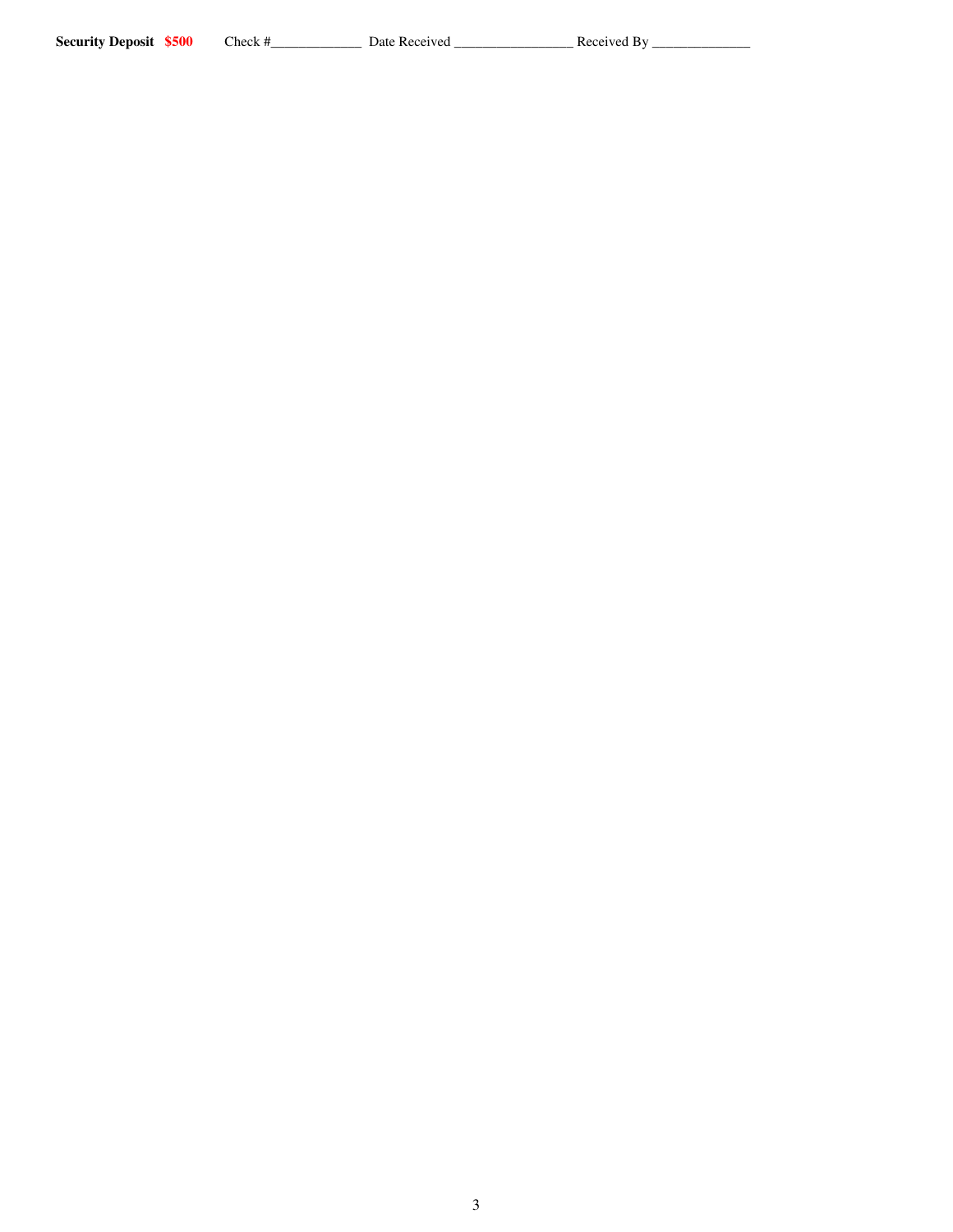**Security Deposit $500** Check #_____________ Date Received ________________ Received By ______________